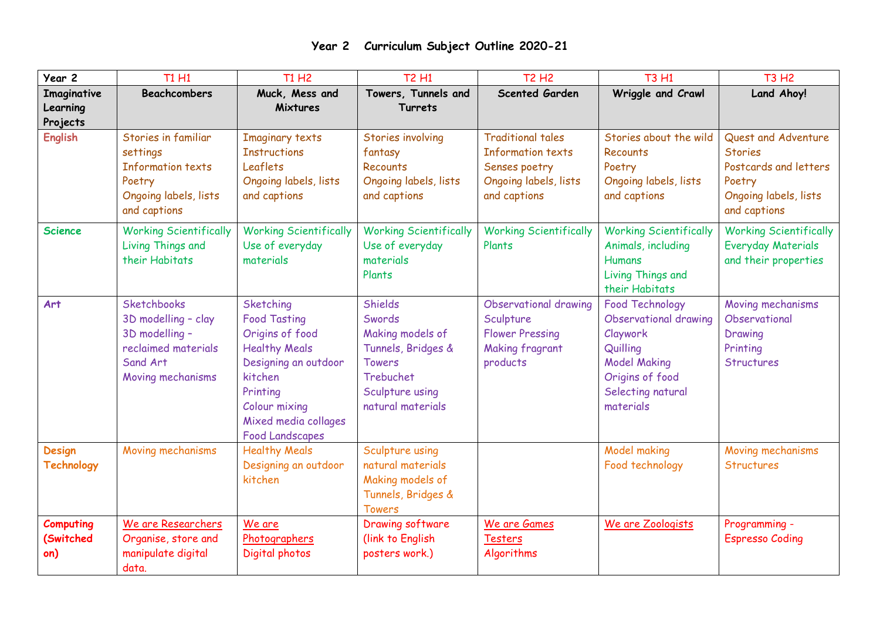# Year 2 Curriculum Subject Outline 2020-21

| Year 2 | T1 H1 | T1 H2 | T2 H1 | T2 H2 | T3 H1 | T3 H2 |
|---|---|---|---|---|---|---|
| **Imaginative Learning Projects** | **Beachcombers** | **Muck, Mess and Mixtures** | **Towers, Tunnels and Turrets** | **Scented Garden** | **Wriggle and Crawl** | **Land Ahoy!** |
| **English** | Stories in familiar settings<br>Information texts<br>Poetry<br>Ongoing labels, lists and captions | Imaginary texts<br>Instructions<br>Leaflets<br>Ongoing labels, lists and captions | Stories involving fantasy<br>Recounts<br>Ongoing labels, lists and captions | Traditional tales<br>Information texts<br>Senses poetry<br>Ongoing labels, lists and captions | Stories about the wild<br>Recounts<br>Poetry<br>Ongoing labels, lists and captions | Quest and Adventure Stories<br>Postcards and letters<br>Poetry<br>Ongoing labels, lists and captions |
| **Science** | Working Scientifically<br>Living Things and their Habitats | Working Scientifically<br>Use of everyday materials | Working Scientifically<br>Use of everyday materials<br>Plants | Working Scientifically<br>Plants | Working Scientifically<br>Animals, including Humans<br>Living Things and their Habitats | Working Scientifically<br>Everyday Materials and their properties |
| **Art** | Sketchbooks<br>3D modelling – clay<br>3D modelling – reclaimed materials<br>Sand Art<br>Moving mechanisms | Sketching<br>Food Tasting<br>Origins of food<br>Healthy Meals<br>Designing an outdoor kitchen<br>Printing<br>Colour mixing<br>Mixed media collages<br>Food Landscapes | Shields<br>Swords<br>Making models of Tunnels, Bridges & Towers<br>Trebuchet<br>Sculpture using natural materials | Observational drawing<br>Sculpture<br>Flower Pressing<br>Making fragrant products | Food Technology<br>Observational drawing<br>Claywork<br>Quilling<br>Model Making<br>Origins of food<br>Selecting natural materials | Moving mechanisms<br>Observational Drawing<br>Printing<br>Structures |
| **Design Technology** | Moving mechanisms | Healthy Meals<br>Designing an outdoor kitchen | Sculpture using natural materials<br>Making models of Tunnels, Bridges & Towers | | Model making<br>Food technology | Moving mechanisms<br>Structures |
| **Computing (Switched on)** | We are Researchers<br>Organise, store and manipulate digital data. | We are Photographers<br>Digital photos | Drawing software (link to English posters work.) | We are Games Testers<br>Algorithms | We are Zoologists | Programming - Espresso Coding |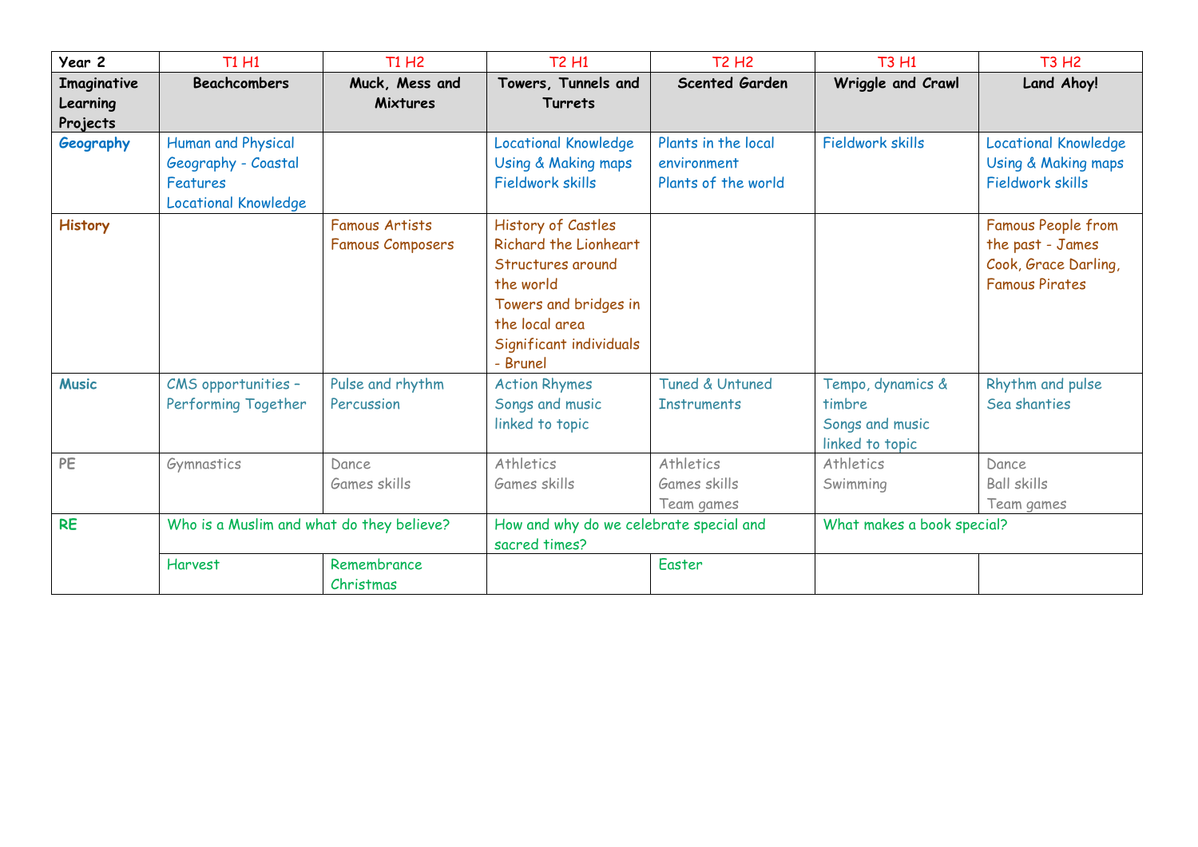| Year 2 | T1 H1 | T1 H2 | T2 H1 | T2 H2 | T3 H1 | T3 H2 |
|---|---|---|---|---|---|---|
| **Imaginative Learning Projects** | **Beachcombers** | **Muck, Mess and Mixtures** | **Towers, Tunnels and Turrets** | **Scented Garden** | **Wriggle and Crawl** | **Land Ahoy!** |
| **Geography** | Human and Physical Geography - Coastal Features<br>Locational Knowledge | | Locational Knowledge<br>Using & Making maps<br>Fieldwork skills | Plants in the local environment<br>Plants of the world | Fieldwork skills | Locational Knowledge<br>Using & Making maps<br>Fieldwork skills |
| **History** | | Famous Artists<br>Famous Composers | History of Castles<br>Richard the Lionheart<br>Structures around the world<br>Towers and bridges in the local area<br>Significant individuals - Brunel | | | Famous People from the past - James Cook, Grace Darling, Famous Pirates |
| **Music** | CMS opportunities – Performing Together | Pulse and rhythm<br>Percussion | Action Rhymes<br>Songs and music linked to topic | Tuned & Untuned Instruments | Tempo, dynamics & timbre<br>Songs and music linked to topic | Rhythm and pulse<br>Sea shanties |
| **PE** | Gymnastics | Dance<br>Games skills | Athletics<br>Games skills | Athletics<br>Games skills<br>Team games | Athletics<br>Swimming | Dance<br>Ball skills<br>Team games |
| **RE** | Who is a Muslim and what do they believe? | | How and why do we celebrate special and sacred times? | | What makes a book special? | |
| | Harvest | Remembrance<br>Christmas | | Easter | | |